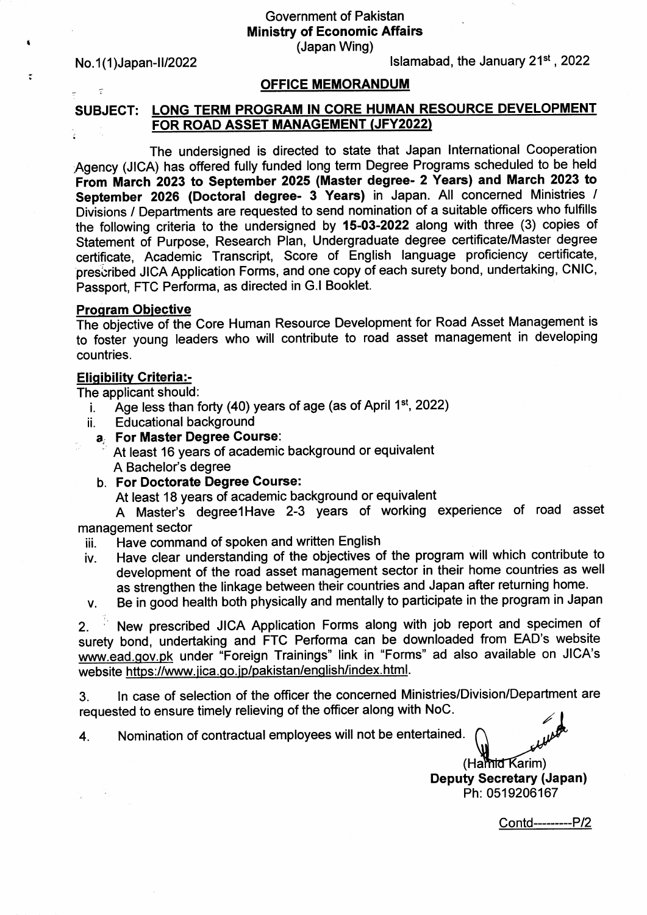Government of Pakistan
**Ministry of Economic Affairs**
(Japan Wing)

No.1(1)Japan-II/2022

Islamabad, the January 21st, 2022

**OFFICE MEMORANDUM**

**SUBJECT: LONG TERM PROGRAM IN CORE HUMAN RESOURCE DEVELOPMENT FOR ROAD ASSET MANAGEMENT (JFY2022)**

The undersigned is directed to state that Japan International Cooperation Agency (JICA) has offered fully funded long term Degree Programs scheduled to be held **From March 2023 to September 2025 (Master degree- 2 Years) and March 2023 to September 2026 (Doctoral degree- 3 Years)** in Japan. All concerned Ministries / Divisions / Departments are requested to send nomination of a suitable officers who fulfills the following criteria to the undersigned by **15-03-2022** along with three (3) copies of Statement of Purpose, Research Plan, Undergraduate degree certificate/Master degree certificate, Academic Transcript, Score of English language proficiency certificate, prescribed JICA Application Forms, and one copy of each surety bond, undertaking, CNIC, Passport, FTC Performa, as directed in G.I Booklet.

**Program Objective**

The objective of the Core Human Resource Development for Road Asset Management is to foster young leaders who will contribute to road asset management in developing countries.

**Eligibility Criteria:-**

The applicant should:

i. Age less than forty (40) years of age (as of April 1st, 2022)
ii. Educational background
   a. **For Master Degree Course**:
      At least 16 years of academic background or equivalent
      A Bachelor's degree
   b. **For Doctorate Degree Course:**
      At least 18 years of academic background or equivalent
      A Master's degree1Have 2-3 years of working experience of road asset management sector
iii. Have command of spoken and written English
iv. Have clear understanding of the objectives of the program will which contribute to development of the road asset management sector in their home countries as well as strengthen the linkage between their countries and Japan after returning home.
v. Be in good health both physically and mentally to participate in the program in Japan

2. New prescribed JICA Application Forms along with job report and specimen of surety bond, undertaking and FTC Performa can be downloaded from EAD's website www.ead.gov.pk under "Foreign Trainings" link in "Forms" ad also available on JICA's website https://www.jica.go.jp/pakistan/english/index.html.

3. In case of selection of the officer the concerned Ministries/Division/Department are requested to ensure timely relieving of the officer along with NoC.

4. Nomination of contractual employees will not be entertained.

(Hamid Karim)
**Deputy Secretary (Japan)**
Ph: 0519206167

Contd---------P/2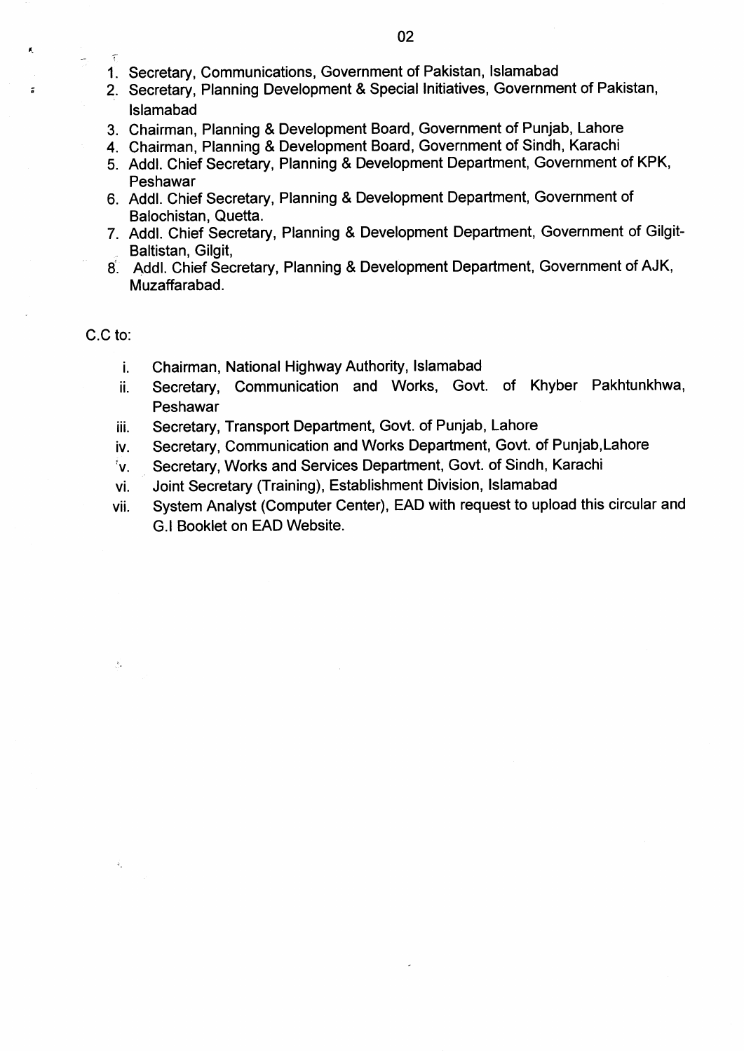1. Secretary, Communications, Government of Pakistan, Islamabad
2. Secretary, Planning Development & Special Initiatives, Government of Pakistan, Islamabad
3. Chairman, Planning & Development Board, Government of Punjab, Lahore
4. Chairman, Planning & Development Board, Government of Sindh, Karachi
5. Addl. Chief Secretary, Planning & Development Department, Government of KPK, Peshawar
6. Addl. Chief Secretary, Planning & Development Department, Government of Balochistan, Quetta.
7. Addl. Chief Secretary, Planning & Development Department, Government of Gilgit-Baltistan, Gilgit,
8. Addl. Chief Secretary, Planning & Development Department, Government of AJK, Muzaffarabad.

C.C to:

i. Chairman, National Highway Authority, Islamabad
ii. Secretary, Communication and Works, Govt. of Khyber Pakhtunkhwa, Peshawar
iii. Secretary, Transport Department, Govt. of Punjab, Lahore
iv. Secretary, Communication and Works Department, Govt. of Punjab,Lahore
v. Secretary, Works and Services Department, Govt. of Sindh, Karachi
vi. Joint Secretary (Training), Establishment Division, Islamabad
vii. System Analyst (Computer Center), EAD with request to upload this circular and G.I Booklet on EAD Website.